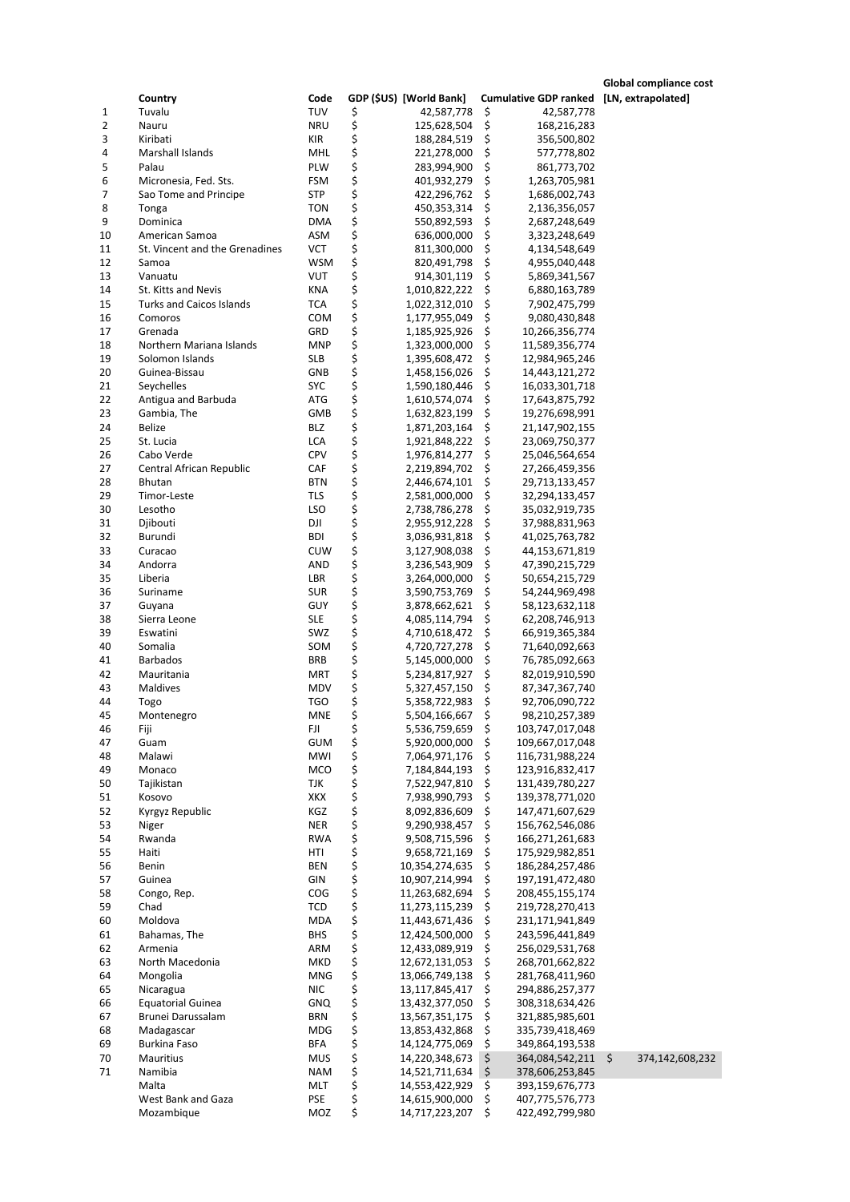| | Country | Code | GDP ($US) [World Bank] | Cumulative GDP ranked | Global compliance cost [LN, extrapolated] |
|---|---|---|---|---|---|
| 1 | Tuvalu | TUV | $ 42,587,778 | $ 42,587,778 | |
| 2 | Nauru | NRU | $ 125,628,504 | $ 168,216,283 | |
| 3 | Kiribati | KIR | $ 188,284,519 | $ 356,500,802 | |
| 4 | Marshall Islands | MHL | $ 221,278,000 | $ 577,778,802 | |
| 5 | Palau | PLW | $ 283,994,900 | $ 861,773,702 | |
| 6 | Micronesia, Fed. Sts. | FSM | $ 401,932,279 | $ 1,263,705,981 | |
| 7 | Sao Tome and Principe | STP | $ 422,296,762 | $ 1,686,002,743 | |
| 8 | Tonga | TON | $ 450,353,314 | $ 2,136,356,057 | |
| 9 | Dominica | DMA | $ 550,892,593 | $ 2,687,248,649 | |
| 10 | American Samoa | ASM | $ 636,000,000 | $ 3,323,248,649 | |
| 11 | St. Vincent and the Grenadines | VCT | $ 811,300,000 | $ 4,134,548,649 | |
| 12 | Samoa | WSM | $ 820,491,798 | $ 4,955,040,448 | |
| 13 | Vanuatu | VUT | $ 914,301,119 | $ 5,869,341,567 | |
| 14 | St. Kitts and Nevis | KNA | $ 1,010,822,222 | $ 6,880,163,789 | |
| 15 | Turks and Caicos Islands | TCA | $ 1,022,312,010 | $ 7,902,475,799 | |
| 16 | Comoros | COM | $ 1,177,955,049 | $ 9,080,430,848 | |
| 17 | Grenada | GRD | $ 1,185,925,926 | $ 10,266,356,774 | |
| 18 | Northern Mariana Islands | MNP | $ 1,323,000,000 | $ 11,589,356,774 | |
| 19 | Solomon Islands | SLB | $ 1,395,608,472 | $ 12,984,965,246 | |
| 20 | Guinea-Bissau | GNB | $ 1,458,156,026 | $ 14,443,121,272 | |
| 21 | Seychelles | SYC | $ 1,590,180,446 | $ 16,033,301,718 | |
| 22 | Antigua and Barbuda | ATG | $ 1,610,574,074 | $ 17,643,875,792 | |
| 23 | Gambia, The | GMB | $ 1,632,823,199 | $ 19,276,698,991 | |
| 24 | Belize | BLZ | $ 1,871,203,164 | $ 21,147,902,155 | |
| 25 | St. Lucia | LCA | $ 1,921,848,222 | $ 23,069,750,377 | |
| 26 | Cabo Verde | CPV | $ 1,976,814,277 | $ 25,046,564,654 | |
| 27 | Central African Republic | CAF | $ 2,219,894,702 | $ 27,266,459,356 | |
| 28 | Bhutan | BTN | $ 2,446,674,101 | $ 29,713,133,457 | |
| 29 | Timor-Leste | TLS | $ 2,581,000,000 | $ 32,294,133,457 | |
| 30 | Lesotho | LSO | $ 2,738,786,278 | $ 35,032,919,735 | |
| 31 | Djibouti | DJI | $ 2,955,912,228 | $ 37,988,831,963 | |
| 32 | Burundi | BDI | $ 3,036,931,818 | $ 41,025,763,782 | |
| 33 | Curacao | CUW | $ 3,127,908,038 | $ 44,153,671,819 | |
| 34 | Andorra | AND | $ 3,236,543,909 | $ 47,390,215,729 | |
| 35 | Liberia | LBR | $ 3,264,000,000 | $ 50,654,215,729 | |
| 36 | Suriname | SUR | $ 3,590,753,769 | $ 54,244,969,498 | |
| 37 | Guyana | GUY | $ 3,878,662,621 | $ 58,123,632,118 | |
| 38 | Sierra Leone | SLE | $ 4,085,114,794 | $ 62,208,746,913 | |
| 39 | Eswatini | SWZ | $ 4,710,618,472 | $ 66,919,365,384 | |
| 40 | Somalia | SOM | $ 4,720,727,278 | $ 71,640,092,663 | |
| 41 | Barbados | BRB | $ 5,145,000,000 | $ 76,785,092,663 | |
| 42 | Mauritania | MRT | $ 5,234,817,927 | $ 82,019,910,590 | |
| 43 | Maldives | MDV | $ 5,327,457,150 | $ 87,347,367,740 | |
| 44 | Togo | TGO | $ 5,358,722,983 | $ 92,706,090,722 | |
| 45 | Montenegro | MNE | $ 5,504,166,667 | $ 98,210,257,389 | |
| 46 | Fiji | FJI | $ 5,536,759,659 | $ 103,747,017,048 | |
| 47 | Guam | GUM | $ 5,920,000,000 | $ 109,667,017,048 | |
| 48 | Malawi | MWI | $ 7,064,971,176 | $ 116,731,988,224 | |
| 49 | Monaco | MCO | $ 7,184,844,193 | $ 123,916,832,417 | |
| 50 | Tajikistan | TJK | $ 7,522,947,810 | $ 131,439,780,227 | |
| 51 | Kosovo | XKX | $ 7,938,990,793 | $ 139,378,771,020 | |
| 52 | Kyrgyz Republic | KGZ | $ 8,092,836,609 | $ 147,471,607,629 | |
| 53 | Niger | NER | $ 9,290,938,457 | $ 156,762,546,086 | |
| 54 | Rwanda | RWA | $ 9,508,715,596 | $ 166,271,261,683 | |
| 55 | Haiti | HTI | $ 9,658,721,169 | $ 175,929,982,851 | |
| 56 | Benin | BEN | $ 10,354,274,635 | $ 186,284,257,486 | |
| 57 | Guinea | GIN | $ 10,907,214,994 | $ 197,191,472,480 | |
| 58 | Congo, Rep. | COG | $ 11,263,682,694 | $ 208,455,155,174 | |
| 59 | Chad | TCD | $ 11,273,115,239 | $ 219,728,270,413 | |
| 60 | Moldova | MDA | $ 11,443,671,436 | $ 231,171,941,849 | |
| 61 | Bahamas, The | BHS | $ 12,424,500,000 | $ 243,596,441,849 | |
| 62 | Armenia | ARM | $ 12,433,089,919 | $ 256,029,531,768 | |
| 63 | North Macedonia | MKD | $ 12,672,131,053 | $ 268,701,662,822 | |
| 64 | Mongolia | MNG | $ 13,066,749,138 | $ 281,768,411,960 | |
| 65 | Nicaragua | NIC | $ 13,117,845,417 | $ 294,886,257,377 | |
| 66 | Equatorial Guinea | GNQ | $ 13,432,377,050 | $ 308,318,634,426 | |
| 67 | Brunei Darussalam | BRN | $ 13,567,351,175 | $ 321,885,985,601 | |
| 68 | Madagascar | MDG | $ 13,853,432,868 | $ 335,739,418,469 | |
| 69 | Burkina Faso | BFA | $ 14,124,775,069 | $ 349,864,193,538 | |
| 70 | Mauritius | MUS | $ 14,220,348,673 | $ 364,084,542,211 | $ 374,142,608,232 |
| 71 | Namibia | NAM | $ 14,521,711,634 | $ 378,606,253,845 | |
| | Malta | MLT | $ 14,553,422,929 | $ 393,159,676,773 | |
| | West Bank and Gaza | PSE | $ 14,615,900,000 | $ 407,775,576,773 | |
| | Mozambique | MOZ | $ 14,717,223,207 | $ 422,492,799,980 | |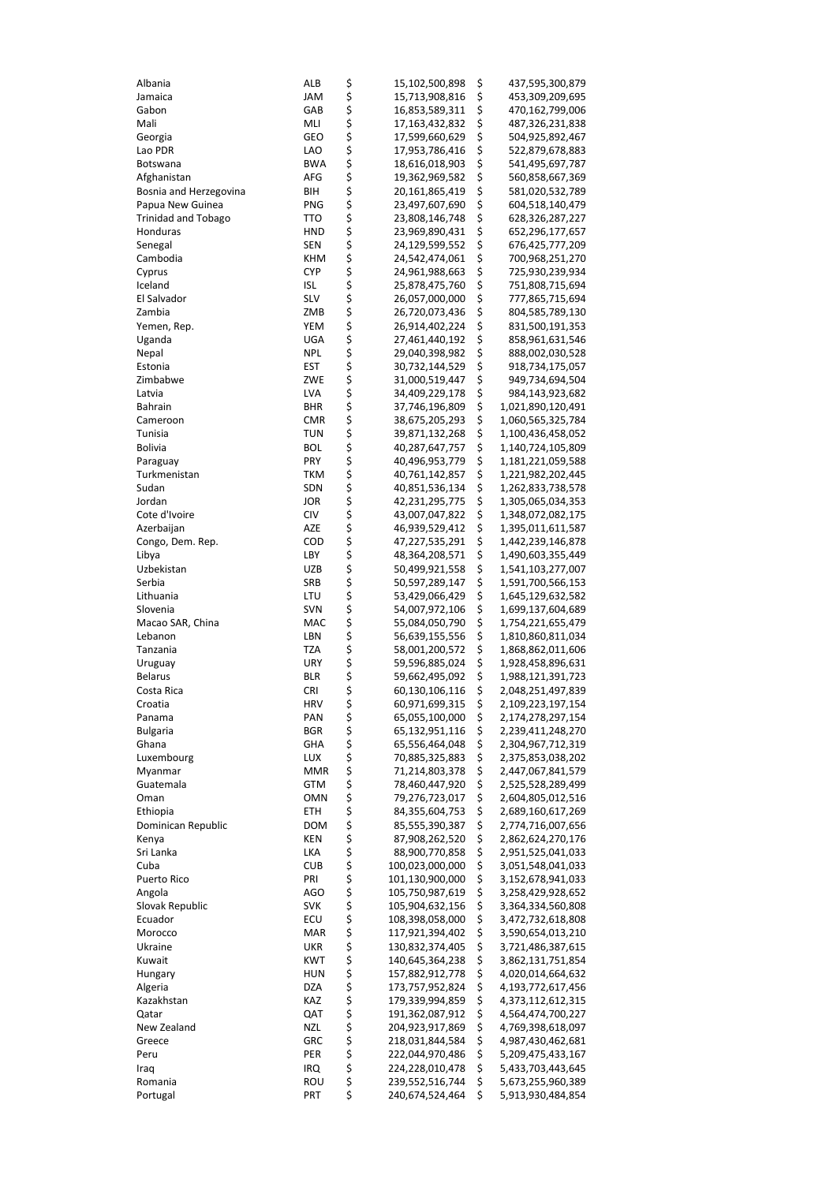| | | | | | |
|---|---|---|---|---|---|
| Albania | ALB | $ | 15,102,500,898 | $ | 437,595,300,879 |
| Jamaica | JAM | $ | 15,713,908,816 | $ | 453,309,209,695 |
| Gabon | GAB | $ | 16,853,589,311 | $ | 470,162,799,006 |
| Mali | MLI | $ | 17,163,432,832 | $ | 487,326,231,838 |
| Georgia | GEO | $ | 17,599,660,629 | $ | 504,925,892,467 |
| Lao PDR | LAO | $ | 17,953,786,416 | $ | 522,879,678,883 |
| Botswana | BWA | $ | 18,616,018,903 | $ | 541,495,697,787 |
| Afghanistan | AFG | $ | 19,362,969,582 | $ | 560,858,667,369 |
| Bosnia and Herzegovina | BIH | $ | 20,161,865,419 | $ | 581,020,532,789 |
| Papua New Guinea | PNG | $ | 23,497,607,690 | $ | 604,518,140,479 |
| Trinidad and Tobago | TTO | $ | 23,808,146,748 | $ | 628,326,287,227 |
| Honduras | HND | $ | 23,969,890,431 | $ | 652,296,177,657 |
| Senegal | SEN | $ | 24,129,599,552 | $ | 676,425,777,209 |
| Cambodia | KHM | $ | 24,542,474,061 | $ | 700,968,251,270 |
| Cyprus | CYP | $ | 24,961,988,663 | $ | 725,930,239,934 |
| Iceland | ISL | $ | 25,878,475,760 | $ | 751,808,715,694 |
| El Salvador | SLV | $ | 26,057,000,000 | $ | 777,865,715,694 |
| Zambia | ZMB | $ | 26,720,073,436 | $ | 804,585,789,130 |
| Yemen, Rep. | YEM | $ | 26,914,402,224 | $ | 831,500,191,353 |
| Uganda | UGA | $ | 27,461,440,192 | $ | 858,961,631,546 |
| Nepal | NPL | $ | 29,040,398,982 | $ | 888,002,030,528 |
| Estonia | EST | $ | 30,732,144,529 | $ | 918,734,175,057 |
| Zimbabwe | ZWE | $ | 31,000,519,447 | $ | 949,734,694,504 |
| Latvia | LVA | $ | 34,409,229,178 | $ | 984,143,923,682 |
| Bahrain | BHR | $ | 37,746,196,809 | $ | 1,021,890,120,491 |
| Cameroon | CMR | $ | 38,675,205,293 | $ | 1,060,565,325,784 |
| Tunisia | TUN | $ | 39,871,132,268 | $ | 1,100,436,458,052 |
| Bolivia | BOL | $ | 40,287,647,757 | $ | 1,140,724,105,809 |
| Paraguay | PRY | $ | 40,496,953,779 | $ | 1,181,221,059,588 |
| Turkmenistan | TKM | $ | 40,761,142,857 | $ | 1,221,982,202,445 |
| Sudan | SDN | $ | 40,851,536,134 | $ | 1,262,833,738,578 |
| Jordan | JOR | $ | 42,231,295,775 | $ | 1,305,065,034,353 |
| Cote d'Ivoire | CIV | $ | 43,007,047,822 | $ | 1,348,072,082,175 |
| Azerbaijan | AZE | $ | 46,939,529,412 | $ | 1,395,011,611,587 |
| Congo, Dem. Rep. | COD | $ | 47,227,535,291 | $ | 1,442,239,146,878 |
| Libya | LBY | $ | 48,364,208,571 | $ | 1,490,603,355,449 |
| Uzbekistan | UZB | $ | 50,499,921,558 | $ | 1,541,103,277,007 |
| Serbia | SRB | $ | 50,597,289,147 | $ | 1,591,700,566,153 |
| Lithuania | LTU | $ | 53,429,066,429 | $ | 1,645,129,632,582 |
| Slovenia | SVN | $ | 54,007,972,106 | $ | 1,699,137,604,689 |
| Macao SAR, China | MAC | $ | 55,084,050,790 | $ | 1,754,221,655,479 |
| Lebanon | LBN | $ | 56,639,155,556 | $ | 1,810,860,811,034 |
| Tanzania | TZA | $ | 58,001,200,572 | $ | 1,868,862,011,606 |
| Uruguay | URY | $ | 59,596,885,024 | $ | 1,928,458,896,631 |
| Belarus | BLR | $ | 59,662,495,092 | $ | 1,988,121,391,723 |
| Costa Rica | CRI | $ | 60,130,106,116 | $ | 2,048,251,497,839 |
| Croatia | HRV | $ | 60,971,699,315 | $ | 2,109,223,197,154 |
| Panama | PAN | $ | 65,055,100,000 | $ | 2,174,278,297,154 |
| Bulgaria | BGR | $ | 65,132,951,116 | $ | 2,239,411,248,270 |
| Ghana | GHA | $ | 65,556,464,048 | $ | 2,304,967,712,319 |
| Luxembourg | LUX | $ | 70,885,325,883 | $ | 2,375,853,038,202 |
| Myanmar | MMR | $ | 71,214,803,378 | $ | 2,447,067,841,579 |
| Guatemala | GTM | $ | 78,460,447,920 | $ | 2,525,528,289,499 |
| Oman | OMN | $ | 79,276,723,017 | $ | 2,604,805,012,516 |
| Ethiopia | ETH | $ | 84,355,604,753 | $ | 2,689,160,617,269 |
| Dominican Republic | DOM | $ | 85,555,390,387 | $ | 2,774,716,007,656 |
| Kenya | KEN | $ | 87,908,262,520 | $ | 2,862,624,270,176 |
| Sri Lanka | LKA | $ | 88,900,770,858 | $ | 2,951,525,041,033 |
| Cuba | CUB | $ | 100,023,000,000 | $ | 3,051,548,041,033 |
| Puerto Rico | PRI | $ | 101,130,900,000 | $ | 3,152,678,941,033 |
| Angola | AGO | $ | 105,750,987,619 | $ | 3,258,429,928,652 |
| Slovak Republic | SVK | $ | 105,904,632,156 | $ | 3,364,334,560,808 |
| Ecuador | ECU | $ | 108,398,058,000 | $ | 3,472,732,618,808 |
| Morocco | MAR | $ | 117,921,394,402 | $ | 3,590,654,013,210 |
| Ukraine | UKR | $ | 130,832,374,405 | $ | 3,721,486,387,615 |
| Kuwait | KWT | $ | 140,645,364,238 | $ | 3,862,131,751,854 |
| Hungary | HUN | $ | 157,882,912,778 | $ | 4,020,014,664,632 |
| Algeria | DZA | $ | 173,757,952,824 | $ | 4,193,772,617,456 |
| Kazakhstan | KAZ | $ | 179,339,994,859 | $ | 4,373,112,612,315 |
| Qatar | QAT | $ | 191,362,087,912 | $ | 4,564,474,700,227 |
| New Zealand | NZL | $ | 204,923,917,869 | $ | 4,769,398,618,097 |
| Greece | GRC | $ | 218,031,844,584 | $ | 4,987,430,462,681 |
| Peru | PER | $ | 222,044,970,486 | $ | 5,209,475,433,167 |
| Iraq | IRQ | $ | 224,228,010,478 | $ | 5,433,703,443,645 |
| Romania | ROU | $ | 239,552,516,744 | $ | 5,673,255,960,389 |
| Portugal | PRT | $ | 240,674,524,464 | $ | 5,913,930,484,854 |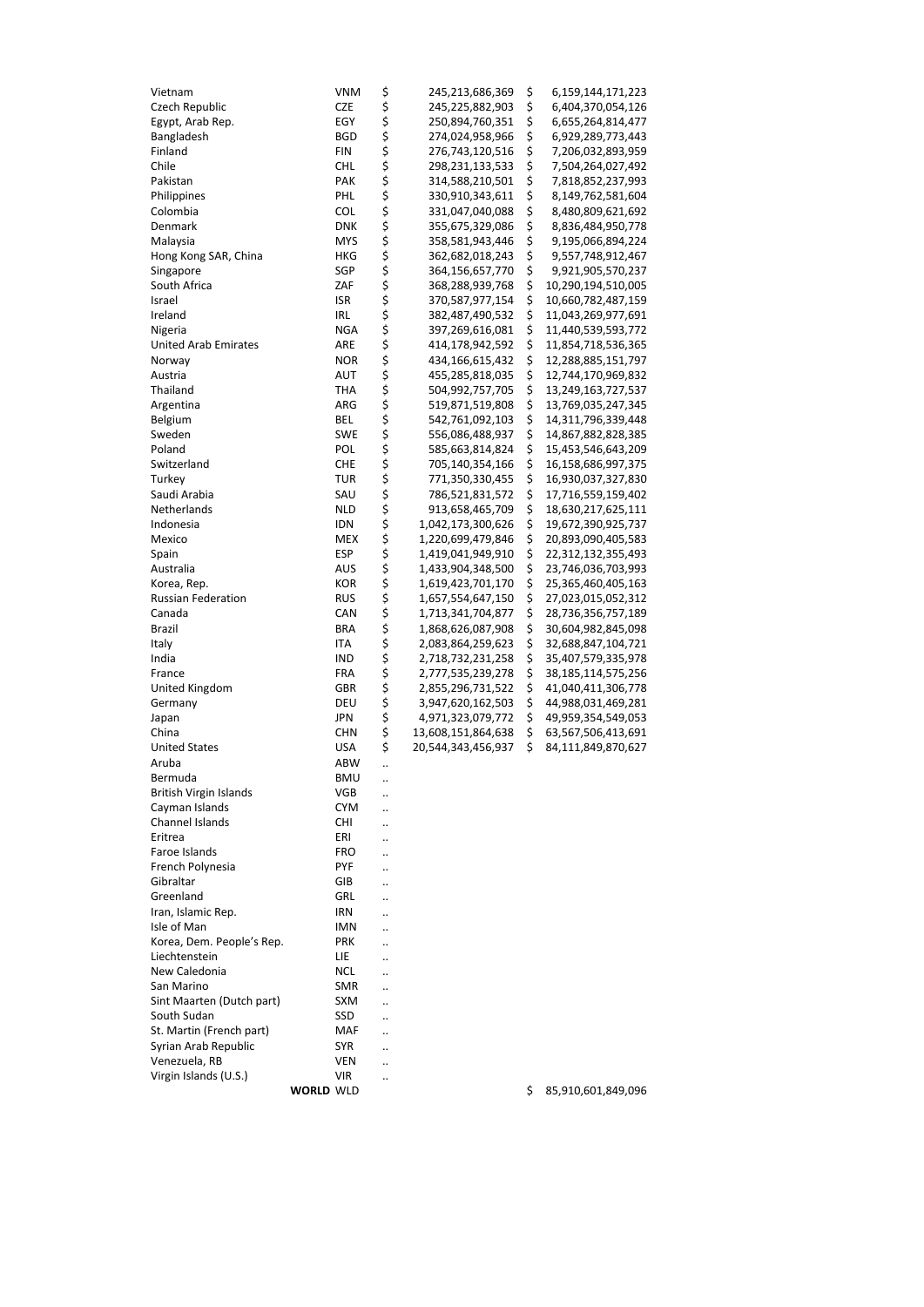| | | | | |
|---|---|---|---|---|
| Vietnam | VNM | $ 245,213,686,369 | $ | 6,159,144,171,223 |
| Czech Republic | CZE | $ 245,225,882,903 | $ | 6,404,370,054,126 |
| Egypt, Arab Rep. | EGY | $ 250,894,760,351 | $ | 6,655,264,814,477 |
| Bangladesh | BGD | $ 274,024,958,966 | $ | 6,929,289,773,443 |
| Finland | FIN | $ 276,743,120,516 | $ | 7,206,032,893,959 |
| Chile | CHL | $ 298,231,133,533 | $ | 7,504,264,027,492 |
| Pakistan | PAK | $ 314,588,210,501 | $ | 7,818,852,237,993 |
| Philippines | PHL | $ 330,910,343,611 | $ | 8,149,762,581,604 |
| Colombia | COL | $ 331,047,040,088 | $ | 8,480,809,621,692 |
| Denmark | DNK | $ 355,675,329,086 | $ | 8,836,484,950,778 |
| Malaysia | MYS | $ 358,581,943,446 | $ | 9,195,066,894,224 |
| Hong Kong SAR, China | HKG | $ 362,682,018,243 | $ | 9,557,748,912,467 |
| Singapore | SGP | $ 364,156,657,770 | $ | 9,921,905,570,237 |
| South Africa | ZAF | $ 368,288,939,768 | $ | 10,290,194,510,005 |
| Israel | ISR | $ 370,587,977,154 | $ | 10,660,782,487,159 |
| Ireland | IRL | $ 382,487,490,532 | $ | 11,043,269,977,691 |
| Nigeria | NGA | $ 397,269,616,081 | $ | 11,440,539,593,772 |
| United Arab Emirates | ARE | $ 414,178,942,592 | $ | 11,854,718,536,365 |
| Norway | NOR | $ 434,166,615,432 | $ | 12,288,885,151,797 |
| Austria | AUT | $ 455,285,818,035 | $ | 12,744,170,969,832 |
| Thailand | THA | $ 504,992,757,705 | $ | 13,249,163,727,537 |
| Argentina | ARG | $ 519,871,519,808 | $ | 13,769,035,247,345 |
| Belgium | BEL | $ 542,761,092,103 | $ | 14,311,796,339,448 |
| Sweden | SWE | $ 556,086,488,937 | $ | 14,867,882,828,385 |
| Poland | POL | $ 585,663,814,824 | $ | 15,453,546,643,209 |
| Switzerland | CHE | $ 705,140,354,166 | $ | 16,158,686,997,375 |
| Turkey | TUR | $ 771,350,330,455 | $ | 16,930,037,327,830 |
| Saudi Arabia | SAU | $ 786,521,831,572 | $ | 17,716,559,159,402 |
| Netherlands | NLD | $ 913,658,465,709 | $ | 18,630,217,625,111 |
| Indonesia | IDN | $ 1,042,173,300,626 | $ | 19,672,390,925,737 |
| Mexico | MEX | $ 1,220,699,479,846 | $ | 20,893,090,405,583 |
| Spain | ESP | $ 1,419,041,949,910 | $ | 22,312,132,355,493 |
| Australia | AUS | $ 1,433,904,348,500 | $ | 23,746,036,703,993 |
| Korea, Rep. | KOR | $ 1,619,423,701,170 | $ | 25,365,460,405,163 |
| Russian Federation | RUS | $ 1,657,554,647,150 | $ | 27,023,015,052,312 |
| Canada | CAN | $ 1,713,341,704,877 | $ | 28,736,356,757,189 |
| Brazil | BRA | $ 1,868,626,087,908 | $ | 30,604,982,845,098 |
| Italy | ITA | $ 2,083,864,259,623 | $ | 32,688,847,104,721 |
| India | IND | $ 2,718,732,231,258 | $ | 35,407,579,335,978 |
| France | FRA | $ 2,777,535,239,278 | $ | 38,185,114,575,256 |
| United Kingdom | GBR | $ 2,855,296,731,522 | $ | 41,040,411,306,778 |
| Germany | DEU | $ 3,947,620,162,503 | $ | 44,988,031,469,281 |
| Japan | JPN | $ 4,971,323,079,772 | $ | 49,959,354,549,053 |
| China | CHN | $ 13,608,151,864,638 | $ | 63,567,506,413,691 |
| United States | USA | $ 20,544,343,456,937 | $ | 84,111,849,870,627 |
| Aruba | ABW | .. | | |
| Bermuda | BMU | .. | | |
| British Virgin Islands | VGB | .. | | |
| Cayman Islands | CYM | .. | | |
| Channel Islands | CHI | .. | | |
| Eritrea | ERI | .. | | |
| Faroe Islands | FRO | .. | | |
| French Polynesia | PYF | .. | | |
| Gibraltar | GIB | .. | | |
| Greenland | GRL | .. | | |
| Iran, Islamic Rep. | IRN | .. | | |
| Isle of Man | IMN | .. | | |
| Korea, Dem. People's Rep. | PRK | .. | | |
| Liechtenstein | LIE | .. | | |
| New Caledonia | NCL | .. | | |
| San Marino | SMR | .. | | |
| Sint Maarten (Dutch part) | SXM | .. | | |
| South Sudan | SSD | .. | | |
| St. Martin (French part) | MAF | .. | | |
| Syrian Arab Republic | SYR | .. | | |
| Venezuela, RB | VEN | .. | | |
| Virgin Islands (U.S.) | VIR | .. | | |
| **WORLD** | WLD | | $ | 85,910,601,849,096 |